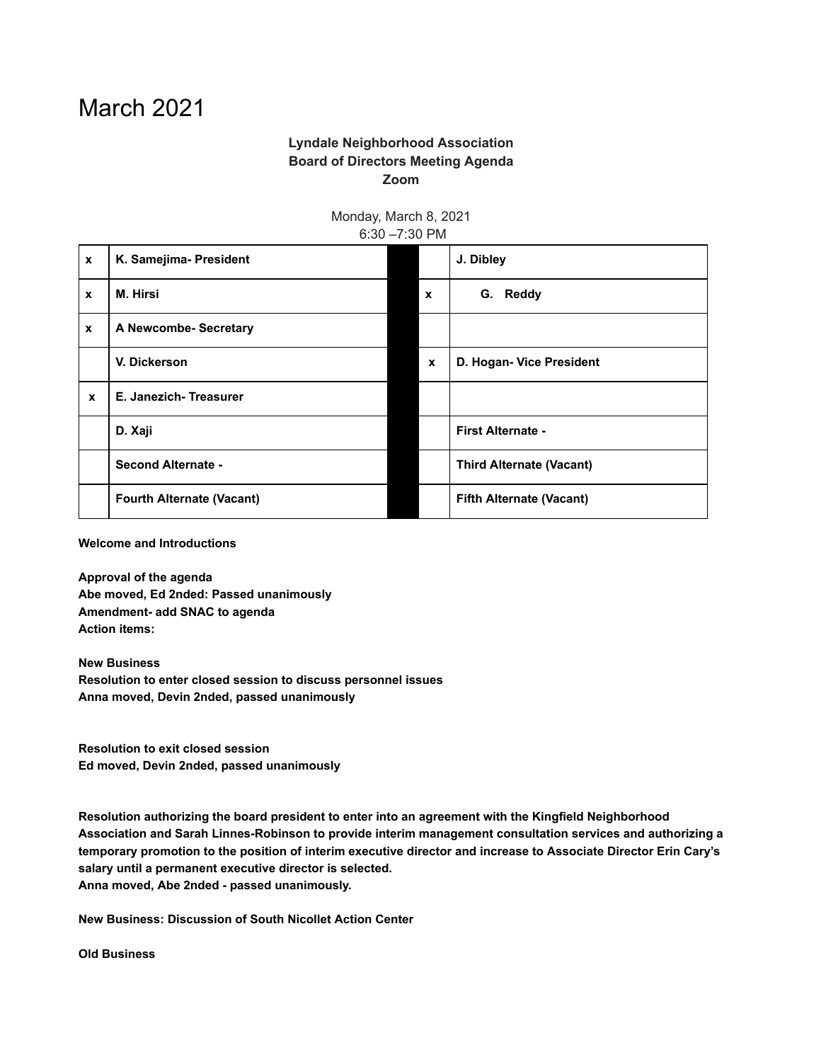# March 2021

**Lyndale Neighborhood Association**
**Board of Directors Meeting Agenda**
**Zoom**

Monday, March 8, 2021
6:30 –7:30 PM

| | | | | |
|---|---|---|---|---|
| x | K. Samejima- President | | | J. Dibley |
| x | M. Hirsi | | x | G. Reddy |
| x | A Newcombe- Secretary | | | |
| | V. Dickerson | | x | D. Hogan- Vice President |
| x | E. Janezich- Treasurer | | | |
| | D. Xaji | | | First Alternate - |
| | Second Alternate - | | | Third Alternate (Vacant) |
| | Fourth Alternate (Vacant) | | | Fifth Alternate (Vacant) |

**Welcome and Introductions**

**Approval of the agenda**
**Abe moved, Ed 2nded: Passed unanimously**
**Amendment- add SNAC to agenda**
**Action items:**

**New Business**
**Resolution to enter closed session to discuss personnel issues**
**Anna moved, Devin 2nded, passed unanimously**

**Resolution to exit closed session**
**Ed moved, Devin 2nded, passed unanimously**

**Resolution authorizing the board president to enter into an agreement with the Kingfield Neighborhood Association and Sarah Linnes-Robinson to provide interim management consultation services and authorizing a temporary promotion to the position of interim executive director and increase to Associate Director Erin Cary's salary until a permanent executive director is selected.**
**Anna moved, Abe 2nded - passed unanimously.**

**New Business: Discussion of South Nicollet Action Center**

**Old Business**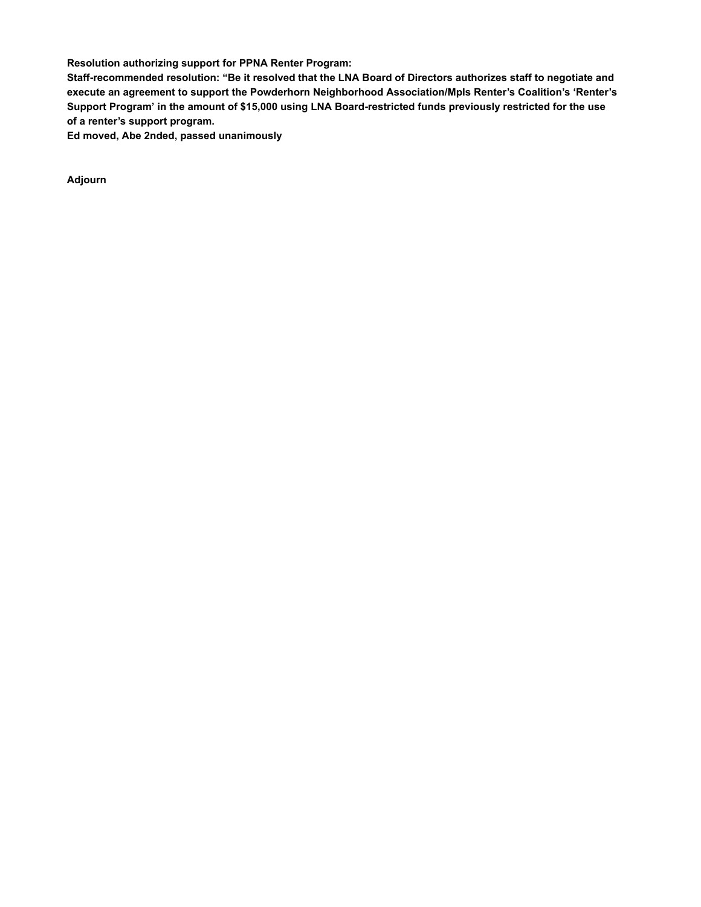**Resolution authorizing support for PPNA Renter Program:**
**Staff-recommended resolution: “Be it resolved that the LNA Board of Directors authorizes staff to negotiate and execute an agreement to support the Powderhorn Neighborhood Association/Mpls Renter’s Coalition’s ‘Renter’s Support Program’ in the amount of $15,000 using LNA Board-restricted funds previously restricted for the use of a renter’s support program.**
**Ed moved, Abe 2nded, passed unanimously**

**Adjourn**